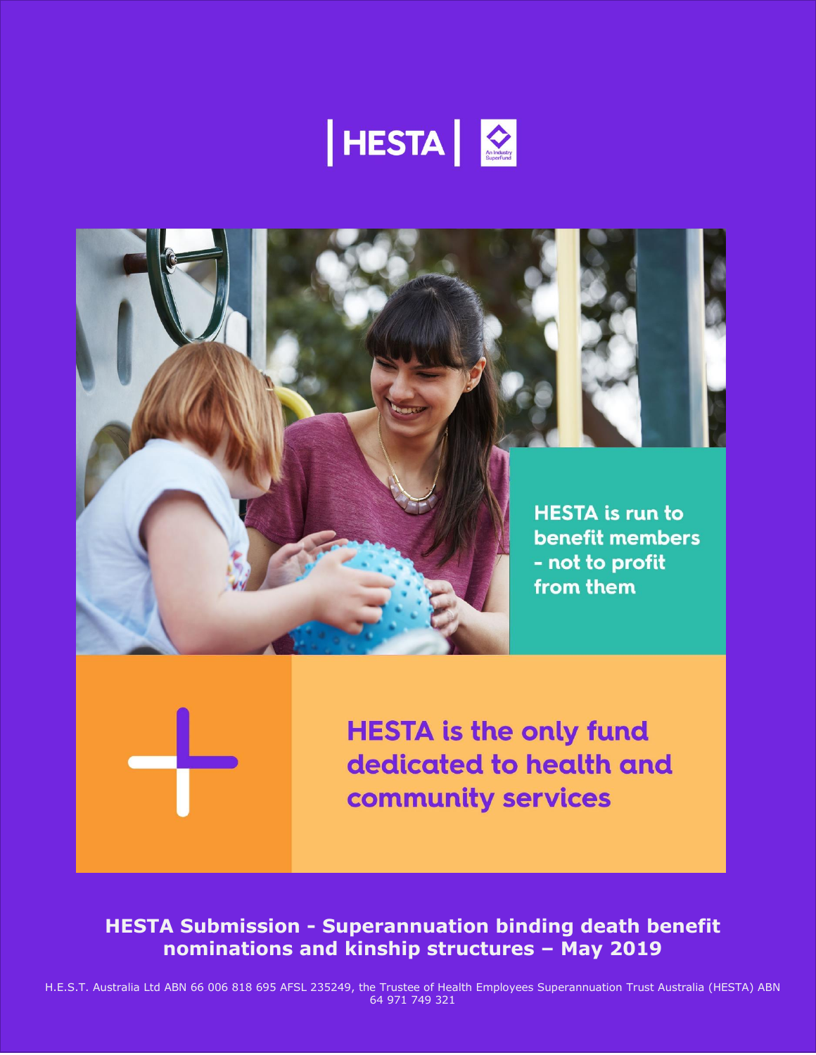HESTA | An Industry SuperFund

HESTA is run to benefit members - not to profit from them

HESTA is the only fund dedicated to health and community services

# HESTA Submission - Superannuation binding death benefit nominations and kinship structures – May 2019

H.E.S.T. Australia Ltd ABN 66 006 818 695 AFSL 235249, the Trustee of Health Employees Superannuation Trust Australia (HESTA) ABN 64 971 749 321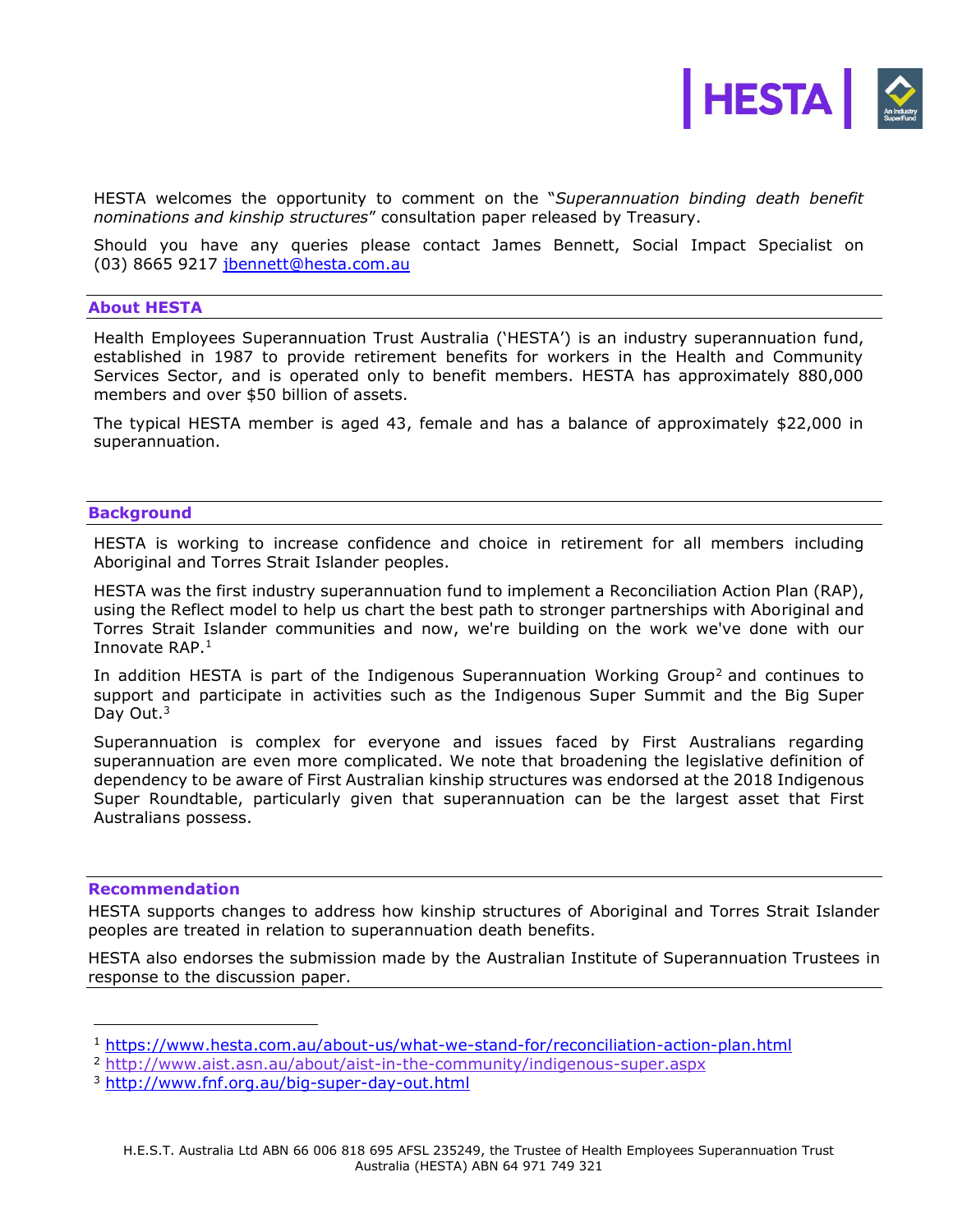HESTA welcomes the opportunity to comment on the "*Superannuation binding death benefit nominations and kinship structures*" consultation paper released by Treasury.

Should you have any queries please contact James Bennett, Social Impact Specialist on (03) 8665 9217 [jbennett@hesta.com.au](mailto:jbennett@hesta.com.au)

## About HESTA

Health Employees Superannuation Trust Australia ('HESTA') is an industry superannuation fund, established in 1987 to provide retirement benefits for workers in the Health and Community Services Sector, and is operated only to benefit members. HESTA has approximately 880,000 members and over $50 billion of assets.

The typical HESTA member is aged 43, female and has a balance of approximately $22,000 in superannuation.

## Background

HESTA is working to increase confidence and choice in retirement for all members including Aboriginal and Torres Strait Islander peoples.

HESTA was the first industry superannuation fund to implement a Reconciliation Action Plan (RAP), using the Reflect model to help us chart the best path to stronger partnerships with Aboriginal and Torres Strait Islander communities and now, we're building on the work we've done with our Innovate RAP.[1]

In addition HESTA is part of the Indigenous Superannuation Working Group[2] and continues to support and participate in activities such as the Indigenous Super Summit and the Big Super Day Out.[3]

Superannuation is complex for everyone and issues faced by First Australians regarding superannuation are even more complicated. We note that broadening the legislative definition of dependency to be aware of First Australian kinship structures was endorsed at the 2018 Indigenous Super Roundtable, particularly given that superannuation can be the largest asset that First Australians possess.

## Recommendation

HESTA supports changes to address how kinship structures of Aboriginal and Torres Strait Islander peoples are treated in relation to superannuation death benefits.

HESTA also endorses the submission made by the Australian Institute of Superannuation Trustees in response to the discussion paper.

---

[1] https://www.hesta.com.au/about-us/what-we-stand-for/reconciliation-action-plan.html

[2] http://www.aist.asn.au/about/aist-in-the-community/indigenous-super.aspx

[3] http://www.fnf.org.au/big-super-day-out.html

H.E.S.T. Australia Ltd ABN 66 006 818 695 AFSL 235249, the Trustee of Health Employees Superannuation Trust Australia (HESTA) ABN 64 971 749 321